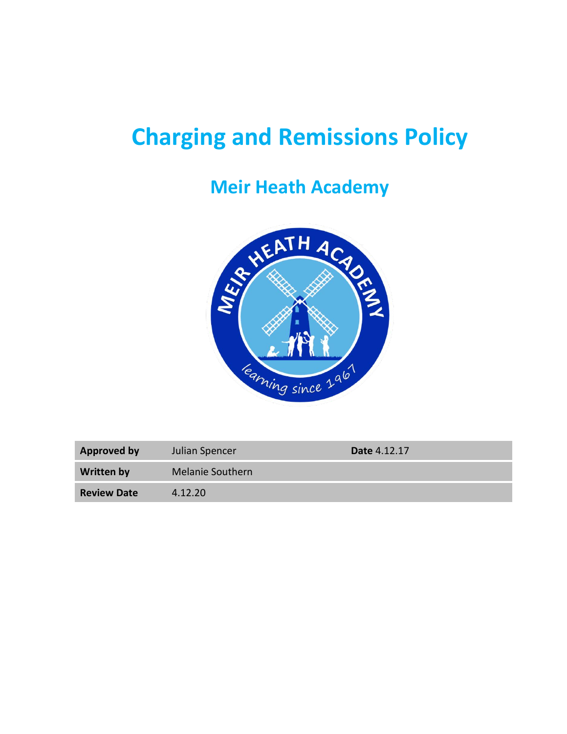# Charging and Remissions Policy

## Meir Heath Academy

| **Approved by** | Julian Spencer | **Date** 4.12.17 |
| --- | --- | --- |
| **Written by** | Melanie Southern | |
| **Review Date** | 4.12.20 | |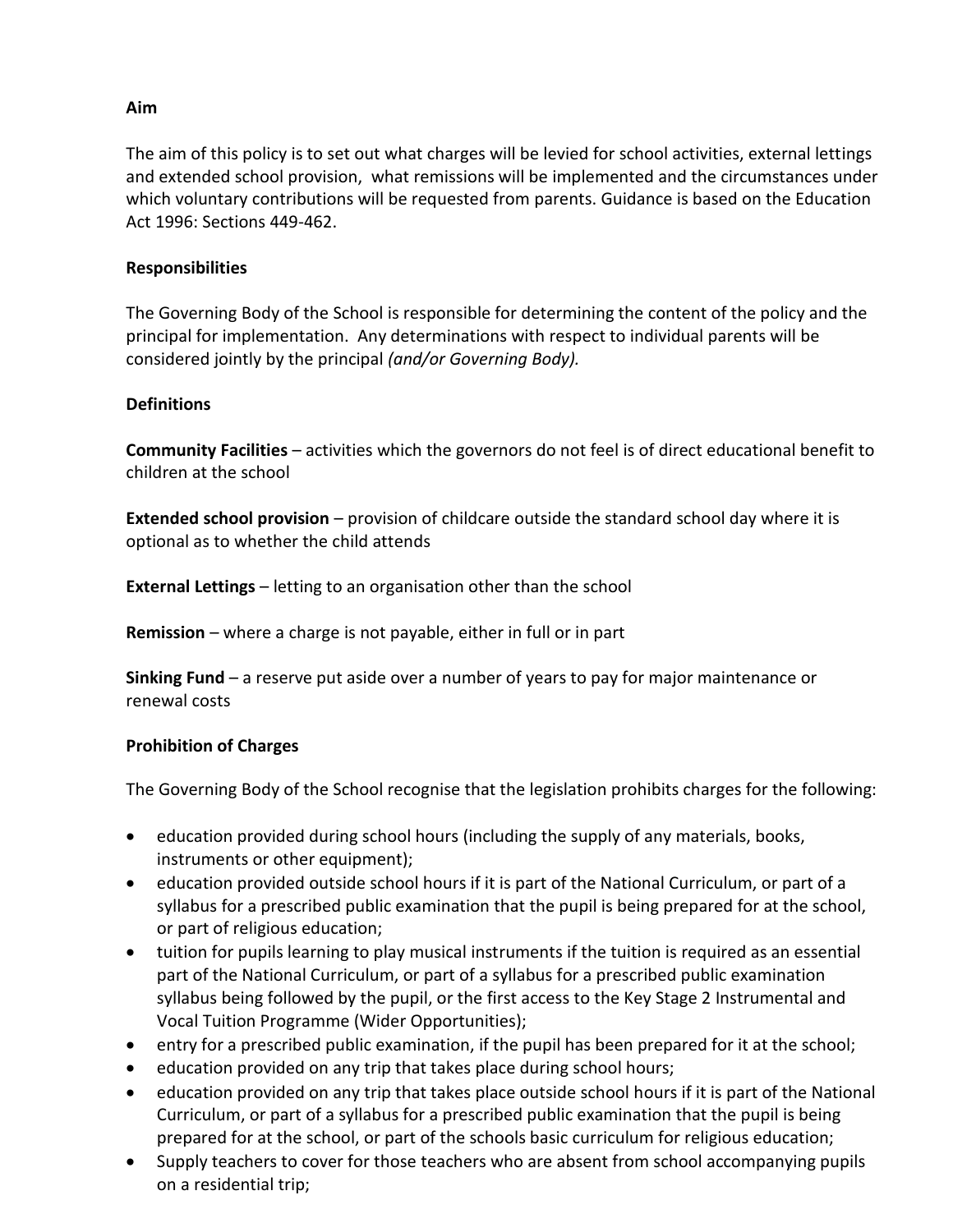**Aim**

The aim of this policy is to set out what charges will be levied for school activities, external lettings and extended school provision,  what remissions will be implemented and the circumstances under which voluntary contributions will be requested from parents. Guidance is based on the Education Act 1996: Sections 449-462.

**Responsibilities**

The Governing Body of the School is responsible for determining the content of the policy and the principal for implementation.  Any determinations with respect to individual parents will be considered jointly by the principal *(and/or Governing Body).*

**Definitions**

**Community Facilities** – activities which the governors do not feel is of direct educational benefit to children at the school

**Extended school provision** – provision of childcare outside the standard school day where it is optional as to whether the child attends

**External Lettings** – letting to an organisation other than the school

**Remission** – where a charge is not payable, either in full or in part

**Sinking Fund** – a reserve put aside over a number of years to pay for major maintenance or renewal costs

**Prohibition of Charges**

The Governing Body of the School recognise that the legislation prohibits charges for the following:

- education provided during school hours (including the supply of any materials, books, instruments or other equipment);
- education provided outside school hours if it is part of the National Curriculum, or part of a syllabus for a prescribed public examination that the pupil is being prepared for at the school, or part of religious education;
- tuition for pupils learning to play musical instruments if the tuition is required as an essential part of the National Curriculum, or part of a syllabus for a prescribed public examination syllabus being followed by the pupil, or the first access to the Key Stage 2 Instrumental and Vocal Tuition Programme (Wider Opportunities);
- entry for a prescribed public examination, if the pupil has been prepared for it at the school;
- education provided on any trip that takes place during school hours;
- education provided on any trip that takes place outside school hours if it is part of the National Curriculum, or part of a syllabus for a prescribed public examination that the pupil is being prepared for at the school, or part of the schools basic curriculum for religious education;
- Supply teachers to cover for those teachers who are absent from school accompanying pupils on a residential trip;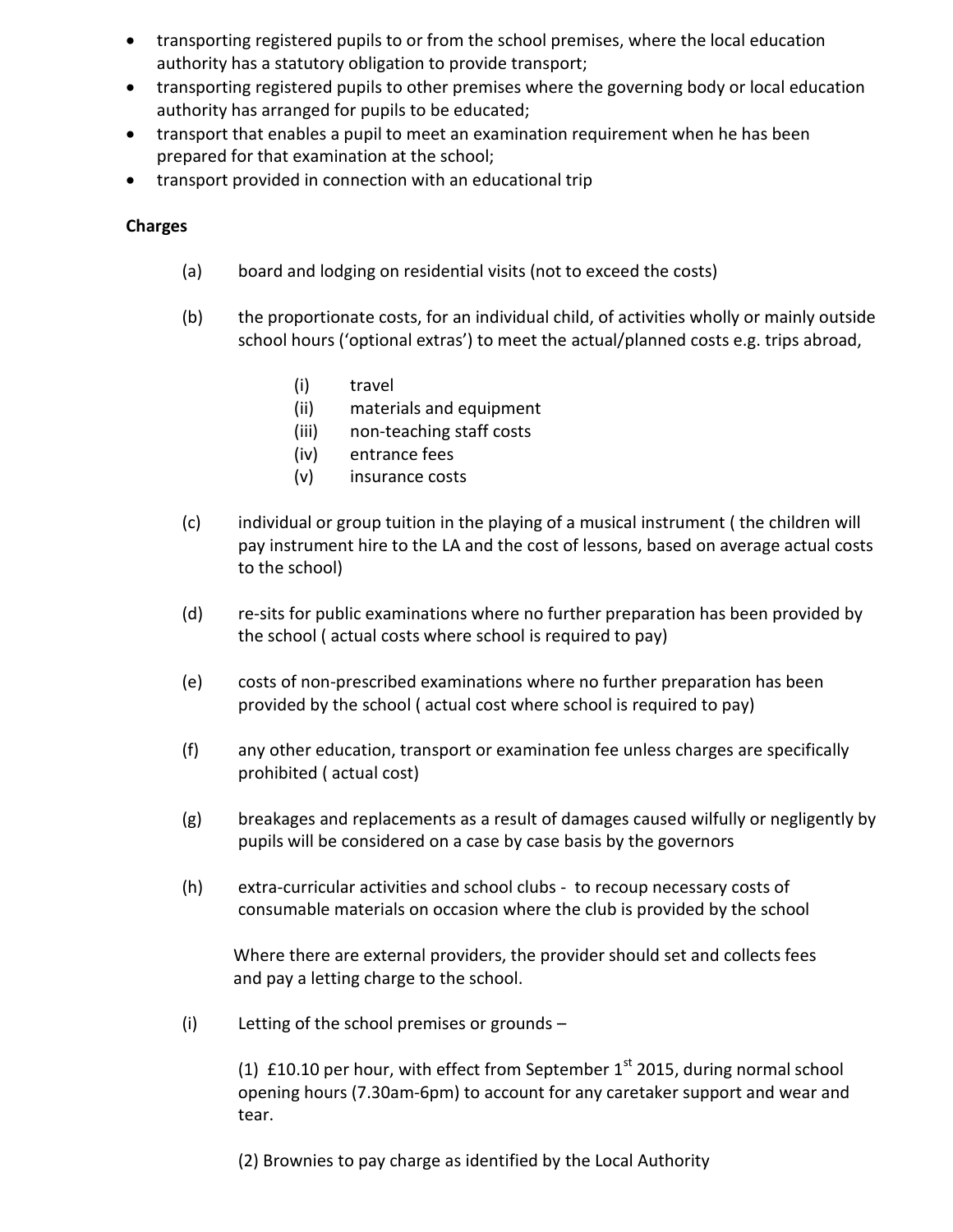- transporting registered pupils to or from the school premises, where the local education authority has a statutory obligation to provide transport;
- transporting registered pupils to other premises where the governing body or local education authority has arranged for pupils to be educated;
- transport that enables a pupil to meet an examination requirement when he has been prepared for that examination at the school;
- transport provided in connection with an educational trip

**Charges**

(a) board and lodging on residential visits (not to exceed the costs)

(b) the proportionate costs, for an individual child, of activities wholly or mainly outside school hours ('optional extras') to meet the actual/planned costs e.g. trips abroad,

  (i) travel
  (ii) materials and equipment
  (iii) non-teaching staff costs
  (iv) entrance fees
  (v) insurance costs

(c) individual or group tuition in the playing of a musical instrument ( the children will pay instrument hire to the LA and the cost of lessons, based on average actual costs to the school)

(d) re-sits for public examinations where no further preparation has been provided by the school ( actual costs where school is required to pay)

(e) costs of non-prescribed examinations where no further preparation has been provided by the school ( actual cost where school is required to pay)

(f) any other education, transport or examination fee unless charges are specifically prohibited ( actual cost)

(g) breakages and replacements as a result of damages caused wilfully or negligently by pupils will be considered on a case by case basis by the governors

(h) extra-curricular activities and school clubs - to recoup necessary costs of consumable materials on occasion where the club is provided by the school

Where there are external providers, the provider should set and collects fees and pay a letting charge to the school.

(i) Letting of the school premises or grounds –

(1) £10.10 per hour, with effect from September 1st 2015, during normal school opening hours (7.30am-6pm) to account for any caretaker support and wear and tear.

(2) Brownies to pay charge as identified by the Local Authority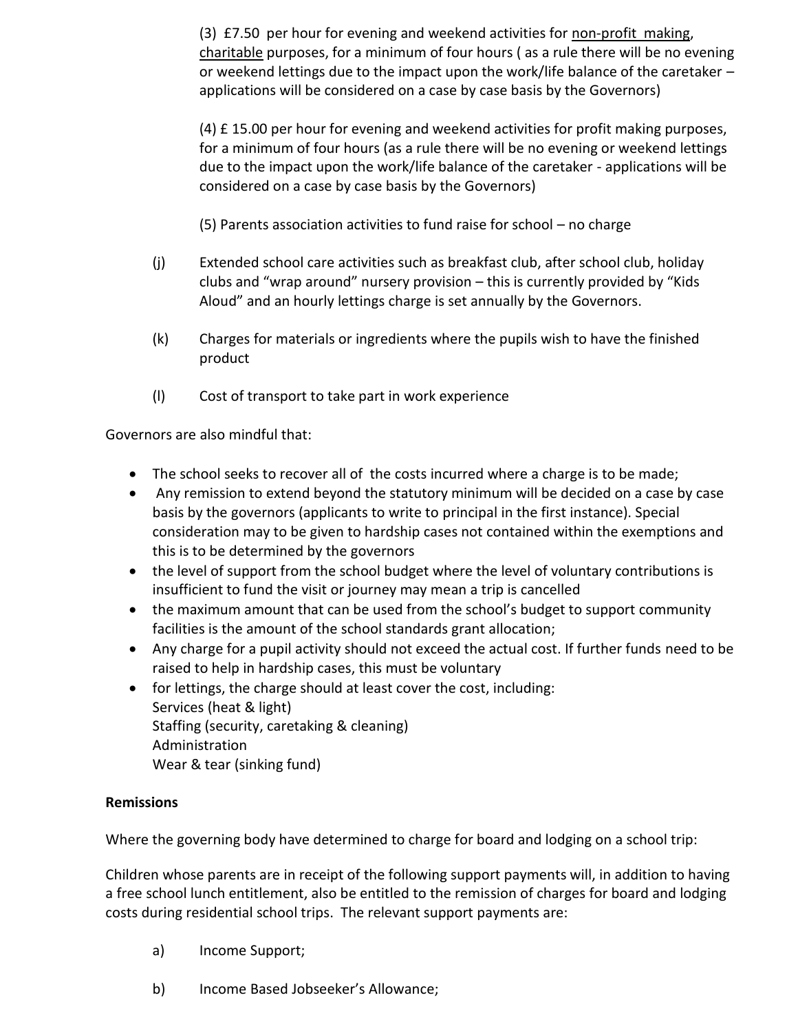(3) £7.50 per hour for evening and weekend activities for non-profit making, charitable purposes, for a minimum of four hours ( as a rule there will be no evening or weekend lettings due to the impact upon the work/life balance of the caretaker – applications will be considered on a case by case basis by the Governors)

(4) £ 15.00 per hour for evening and weekend activities for profit making purposes, for a minimum of four hours (as a rule there will be no evening or weekend lettings due to the impact upon the work/life balance of the caretaker - applications will be considered on a case by case basis by the Governors)

(5) Parents association activities to fund raise for school – no charge

(j) Extended school care activities such as breakfast club, after school club, holiday clubs and "wrap around" nursery provision – this is currently provided by "Kids Aloud" and an hourly lettings charge is set annually by the Governors.

(k) Charges for materials or ingredients where the pupils wish to have the finished product

(l) Cost of transport to take part in work experience

Governors are also mindful that:

- The school seeks to recover all of the costs incurred where a charge is to be made;
- Any remission to extend beyond the statutory minimum will be decided on a case by case basis by the governors (applicants to write to principal in the first instance). Special consideration may to be given to hardship cases not contained within the exemptions and this is to be determined by the governors
- the level of support from the school budget where the level of voluntary contributions is insufficient to fund the visit or journey may mean a trip is cancelled
- the maximum amount that can be used from the school's budget to support community facilities is the amount of the school standards grant allocation;
- Any charge for a pupil activity should not exceed the actual cost. If further funds need to be raised to help in hardship cases, this must be voluntary
- for lettings, the charge should at least cover the cost, including:
  Services (heat & light)
  Staffing (security, caretaking & cleaning)
  Administration
  Wear & tear (sinking fund)

**Remissions**

Where the governing body have determined to charge for board and lodging on a school trip:

Children whose parents are in receipt of the following support payments will, in addition to having a free school lunch entitlement, also be entitled to the remission of charges for board and lodging costs during residential school trips. The relevant support payments are:

a) Income Support;

b) Income Based Jobseeker's Allowance;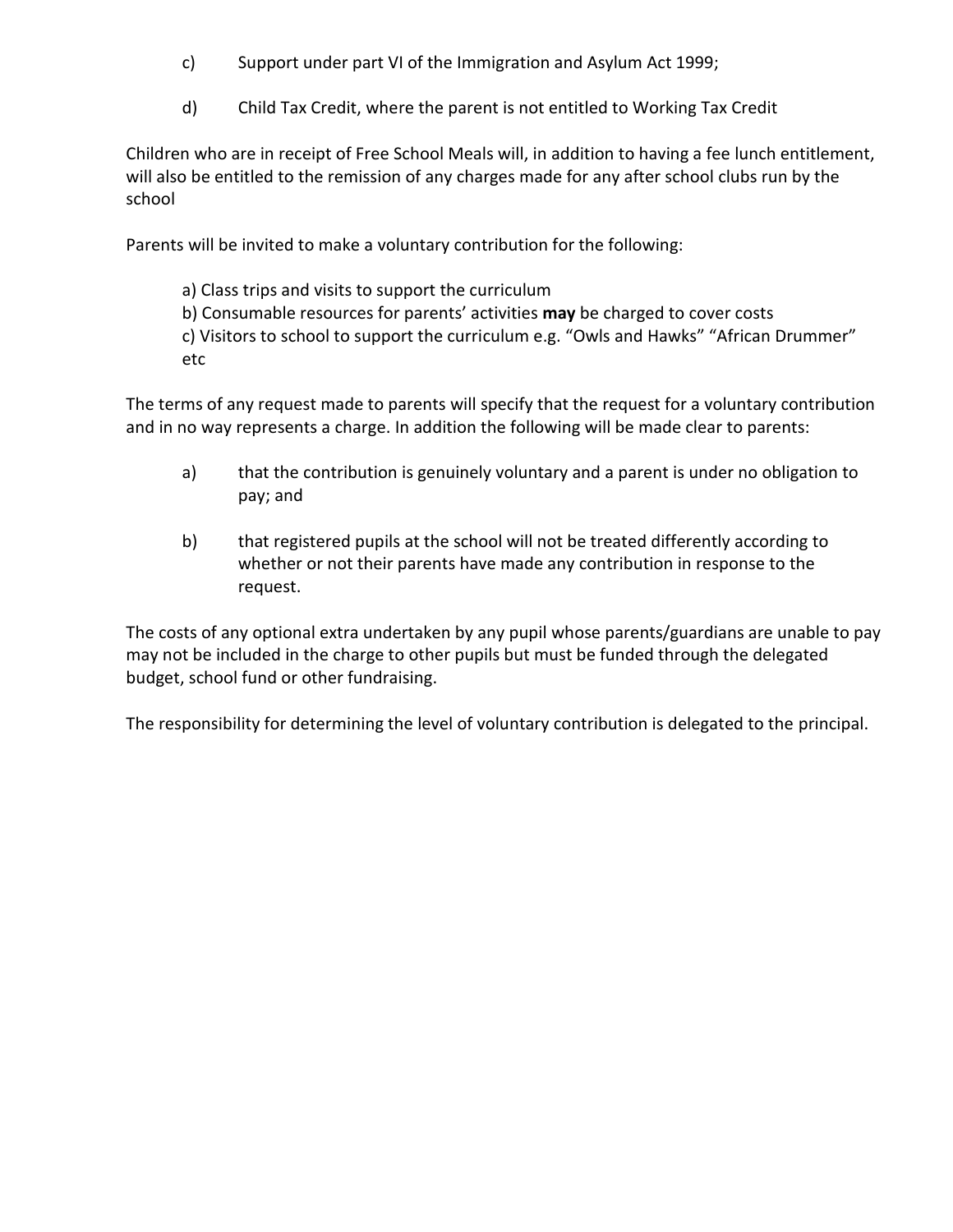c) Support under part VI of the Immigration and Asylum Act 1999;

d) Child Tax Credit, where the parent is not entitled to Working Tax Credit

Children who are in receipt of Free School Meals will, in addition to having a fee lunch entitlement, will also be entitled to the remission of any charges made for any after school clubs run by the school

Parents will be invited to make a voluntary contribution for the following:

a) Class trips and visits to support the curriculum
b) Consumable resources for parents' activities **may** be charged to cover costs
c) Visitors to school to support the curriculum e.g. "Owls and Hawks" "African Drummer" etc

The terms of any request made to parents will specify that the request for a voluntary contribution and in no way represents a charge. In addition the following will be made clear to parents:

a) that the contribution is genuinely voluntary and a parent is under no obligation to pay; and

b) that registered pupils at the school will not be treated differently according to whether or not their parents have made any contribution in response to the request.

The costs of any optional extra undertaken by any pupil whose parents/guardians are unable to pay may not be included in the charge to other pupils but must be funded through the delegated budget, school fund or other fundraising.

The responsibility for determining the level of voluntary contribution is delegated to the principal.